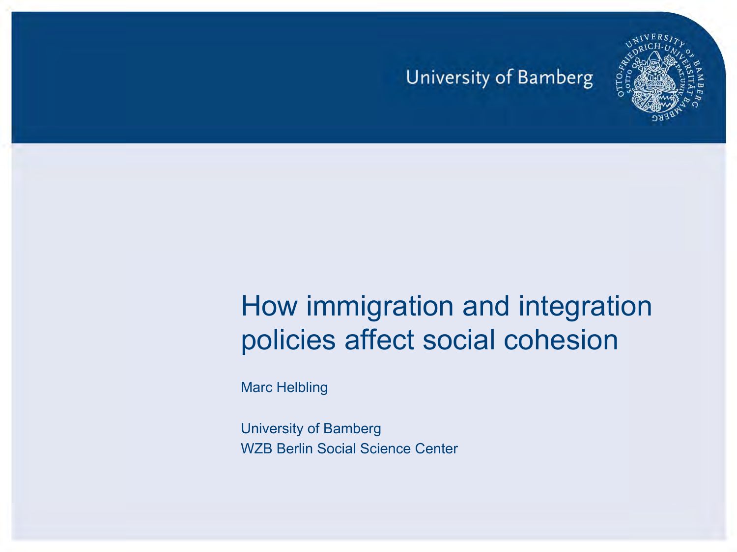University of Bamberg

# How immigration and integration policies affect social cohesion

Marc Helbling

University of Bamberg
WZB Berlin Social Science Center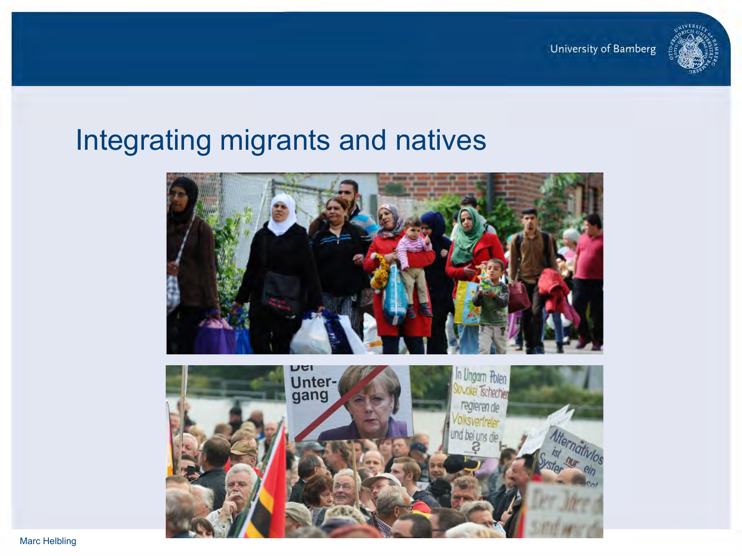# Integrating migrants and natives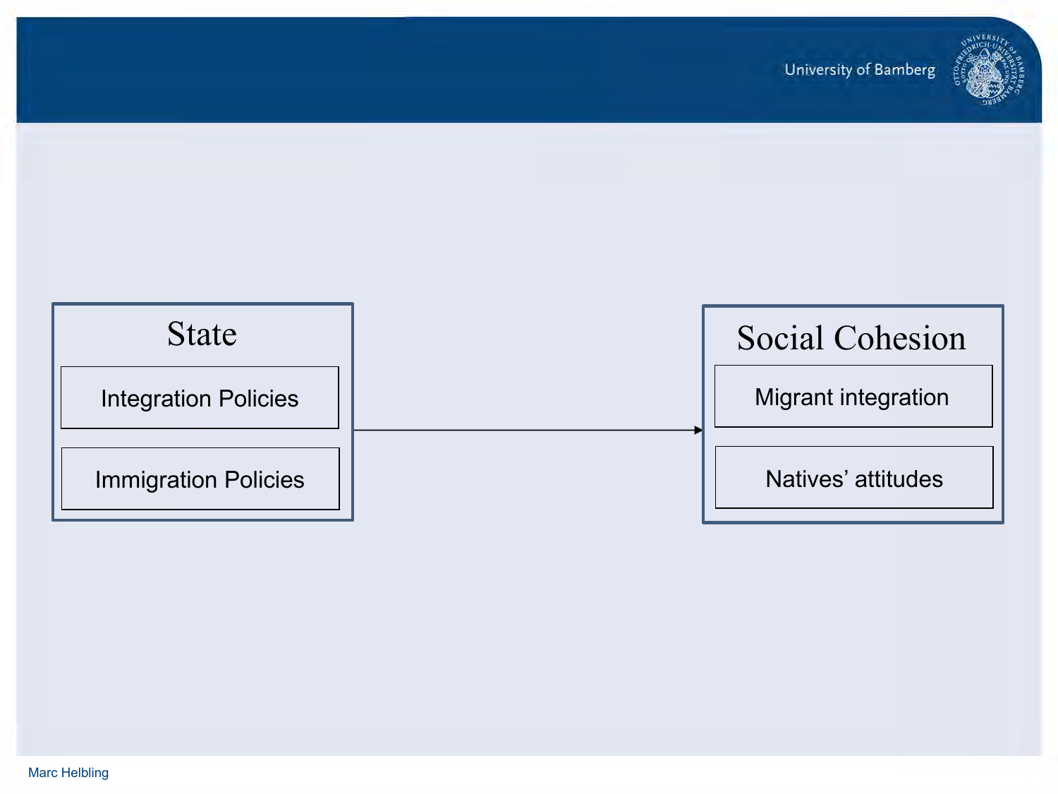## State

- Integration Policies
- Immigration Policies

→

## Social Cohesion

- Migrant integration
- Natives' attitudes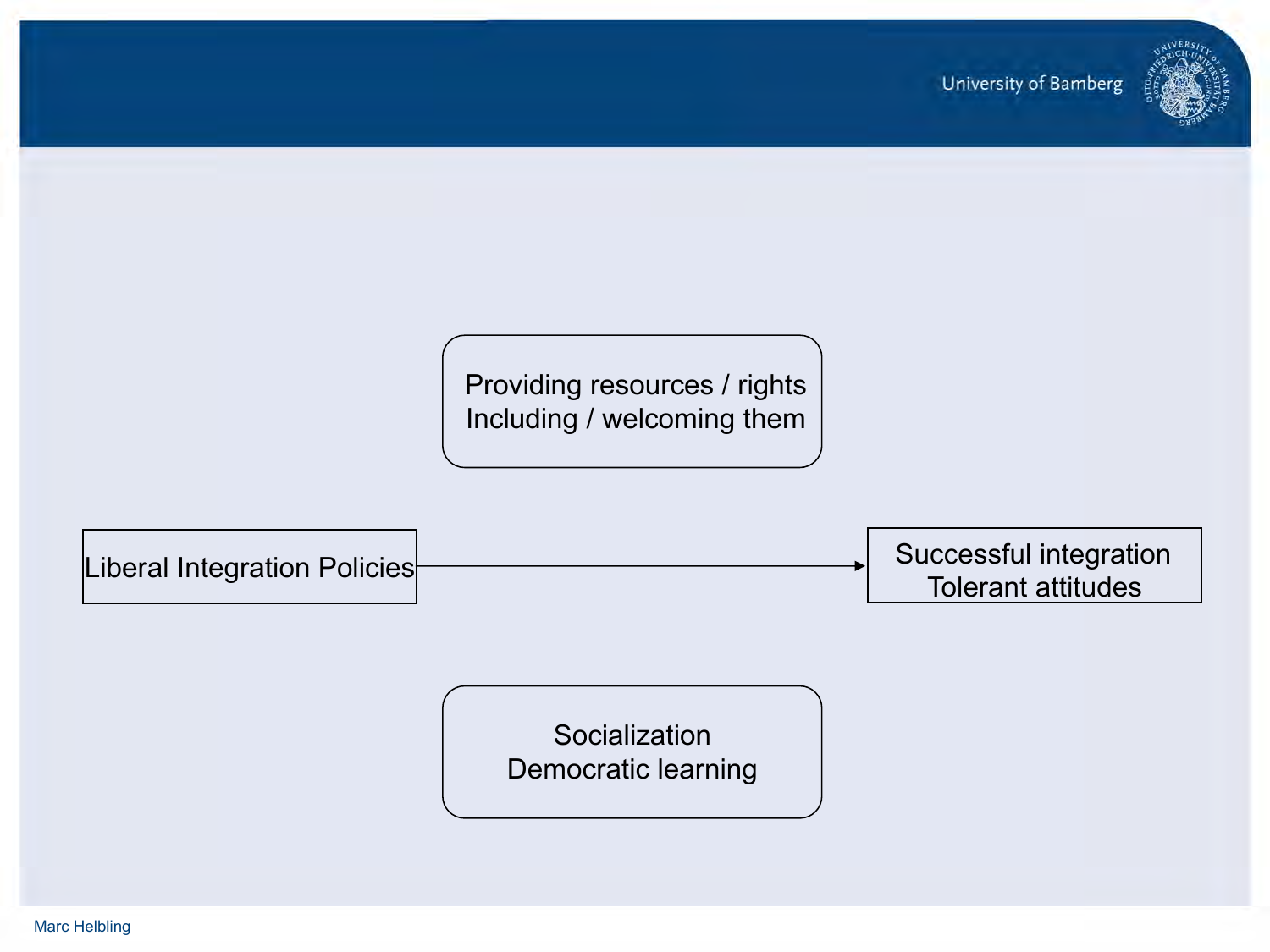Providing resources / rights
Including / welcoming them

Liberal Integration Policies → Successful integration
Tolerant attitudes

Socialization
Democratic learning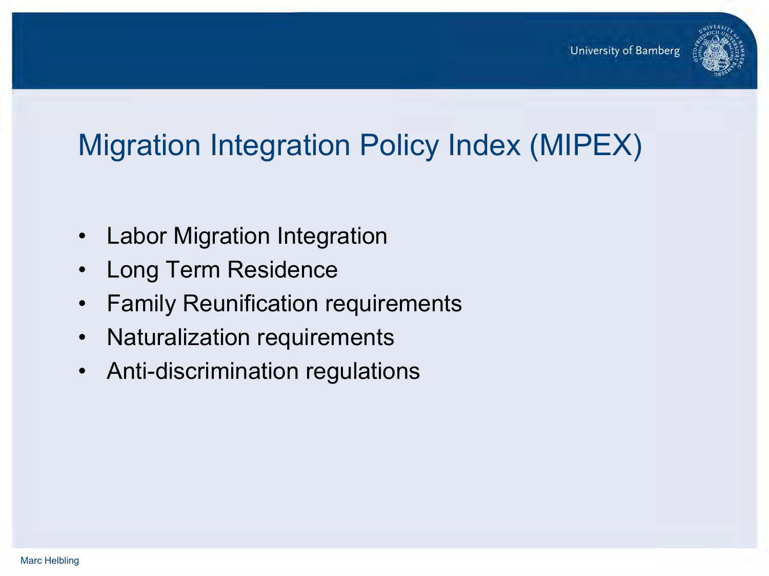# Migration Integration Policy Index (MIPEX)

- Labor Migration Integration
- Long Term Residence
- Family Reunification requirements
- Naturalization requirements
- Anti-discrimination regulations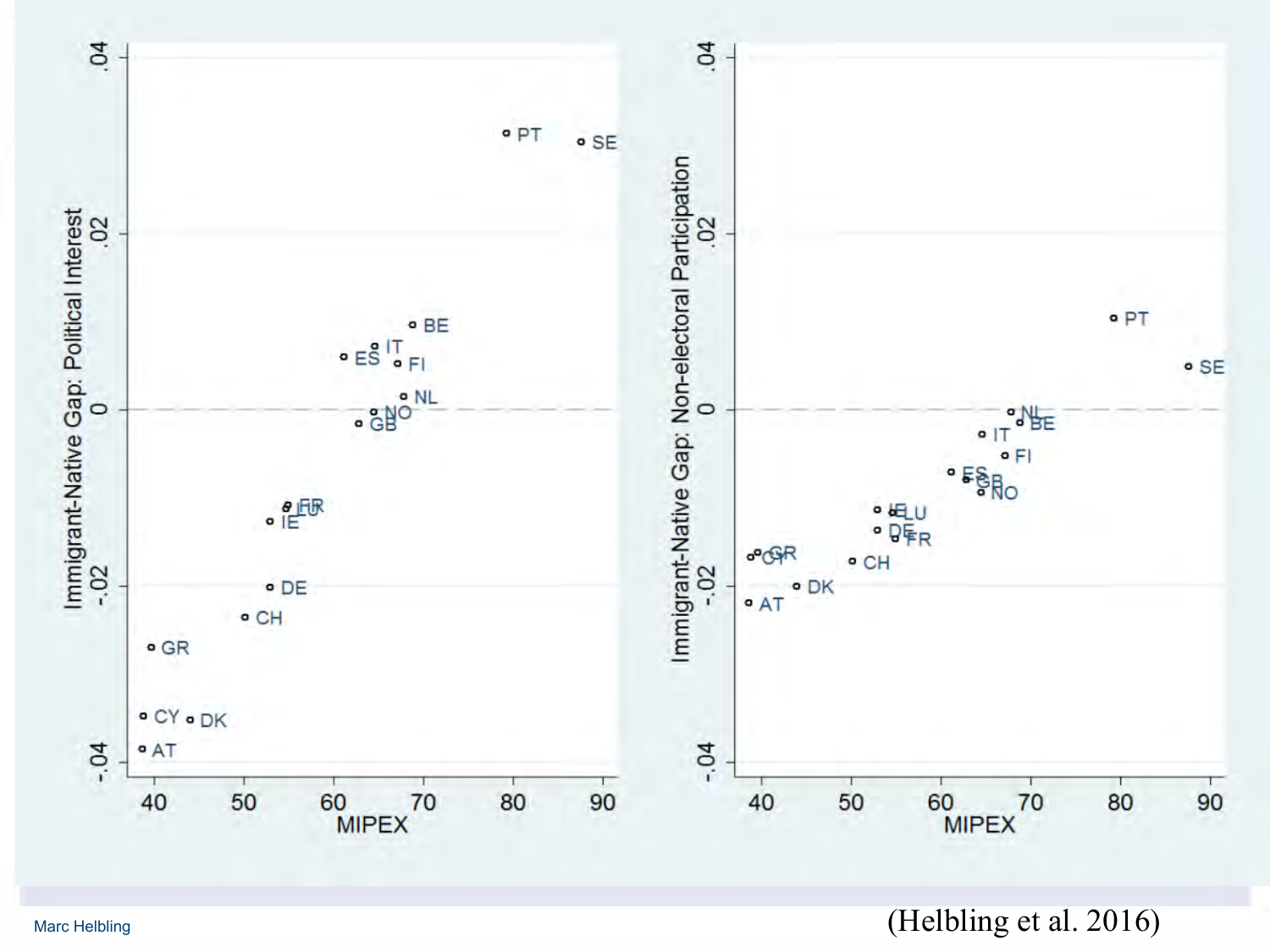Immigrant-Native Gap: Political Interest

| Country | MIPEX (approx.) | Gap (approx.) |
|---|---|---|
| PT | 79 | .031 |
| SE | 88 | .030 |
| BE | 69 | .010 |
| IT | 65 | .007 |
| ES | 61 | .006 |
| FI | 67 | .005 |
| NL | 68 | .002 |
| NO | 64 | 0 |
| GB | 63 | -.002 |
| FR | 55 | -.011 |
| LU | 55 | -.011 |
| IE | 53 | -.013 |
| DE | 53 | -.020 |
| CH | 50 | -.024 |
| GR | 40 | -.027 |
| CY | 39 | -.035 |
| DK | 44 | -.035 |
| AT | 39 | -.039 |

Immigrant-Native Gap: Non-electoral Participation

| Country | MIPEX (approx.) | Gap (approx.) |
|---|---|---|
| PT | 79 | .010 |
| SE | 88 | .005 |
| NL | 68 | 0 |
| BE | 69 | -.001 |
| IT | 64 | -.003 |
| FI | 67 | -.005 |
| ES | 61 | -.007 |
| GB | 63 | -.008 |
| NO | 64 | -.009 |
| IE | 53 | -.011 |
| LU | 55 | -.012 |
| DE | 53 | -.014 |
| FR | 55 | -.015 |
| GR | 40 | -.016 |
| CY | 39 | -.017 |
| CH | 50 | -.017 |
| DK | 44 | -.020 |
| AT | 39 | -.022 |

X-axis: MIPEX

(Helbling et al. 2016)

Marc Helbling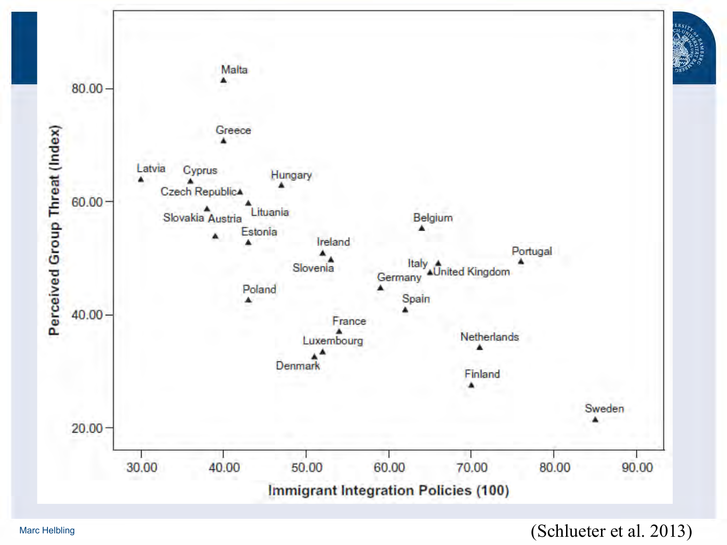(Schlueter et al. 2013)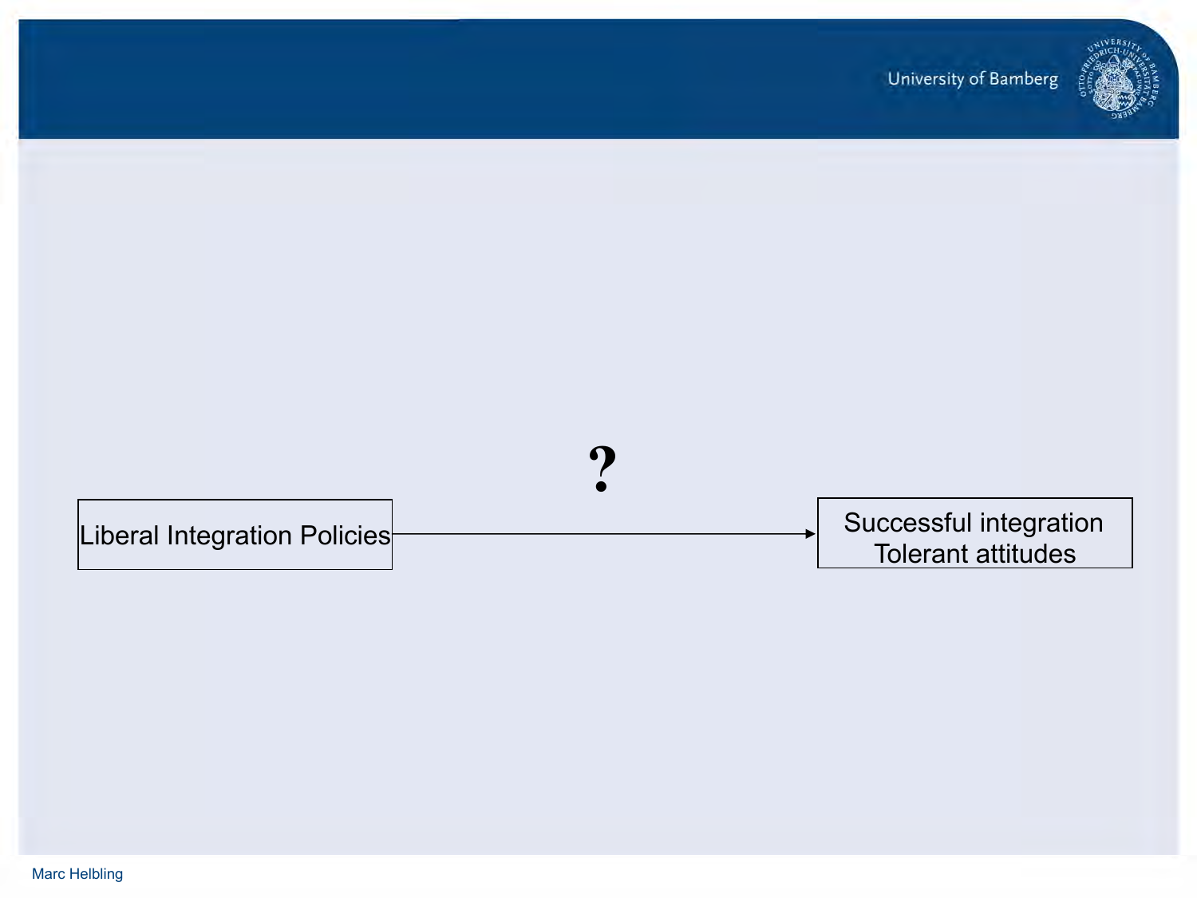?

Liberal Integration Policies → Successful integration
Tolerant attitudes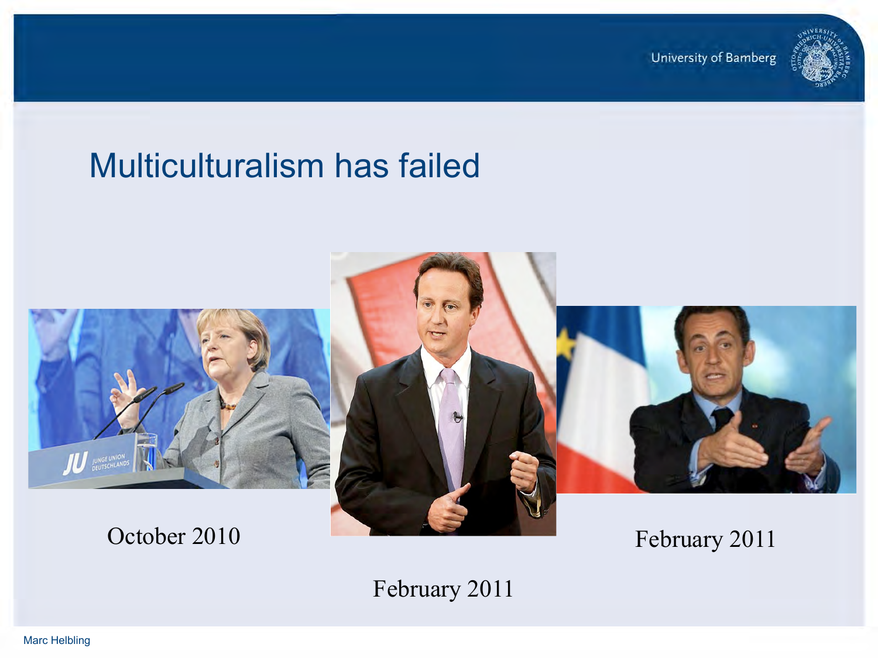# Multiculturalism has failed

October 2010

February 2011

February 2011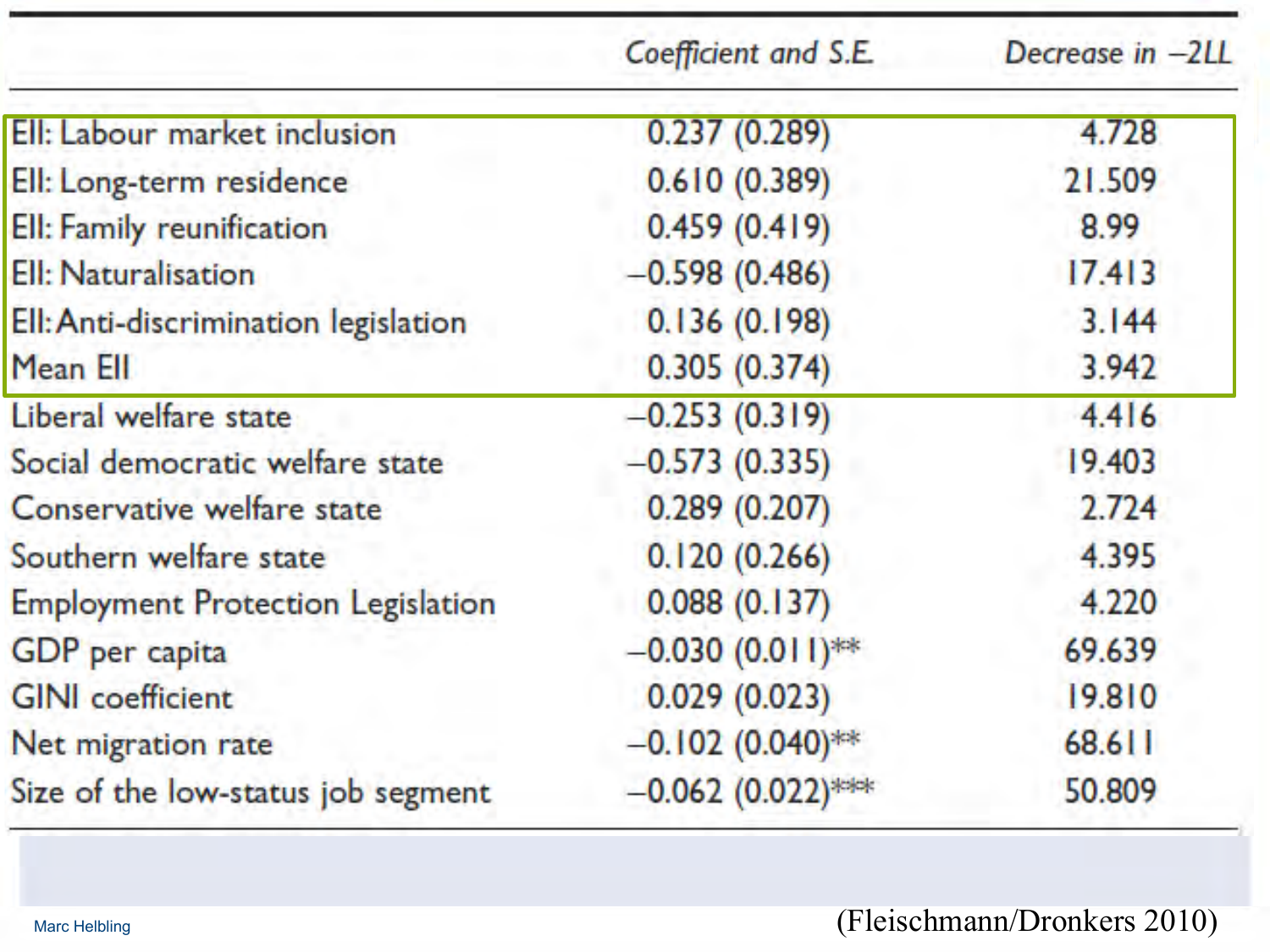| | Coefficient and S.E. | Decrease in −2LL |
|---|---|---|
| EII: Labour market inclusion | 0.237 (0.289) | 4.728 |
| EII: Long-term residence | 0.610 (0.389) | 21.509 |
| EII: Family reunification | 0.459 (0.419) | 8.99 |
| EII: Naturalisation | −0.598 (0.486) | 17.413 |
| EII: Anti-discrimination legislation | 0.136 (0.198) | 3.144 |
| Mean EII | 0.305 (0.374) | 3.942 |
| Liberal welfare state | −0.253 (0.319) | 4.416 |
| Social democratic welfare state | −0.573 (0.335) | 19.403 |
| Conservative welfare state | 0.289 (0.207) | 2.724 |
| Southern welfare state | 0.120 (0.266) | 4.395 |
| Employment Protection Legislation | 0.088 (0.137) | 4.220 |
| GDP per capita | −0.030 (0.011)** | 69.639 |
| GINI coefficient | 0.029 (0.023) | 19.810 |
| Net migration rate | −0.102 (0.040)** | 68.611 |
| Size of the low-status job segment | −0.062 (0.022)*** | 50.809 |

Marc Helbling

(Fleischmann/Dronkers 2010)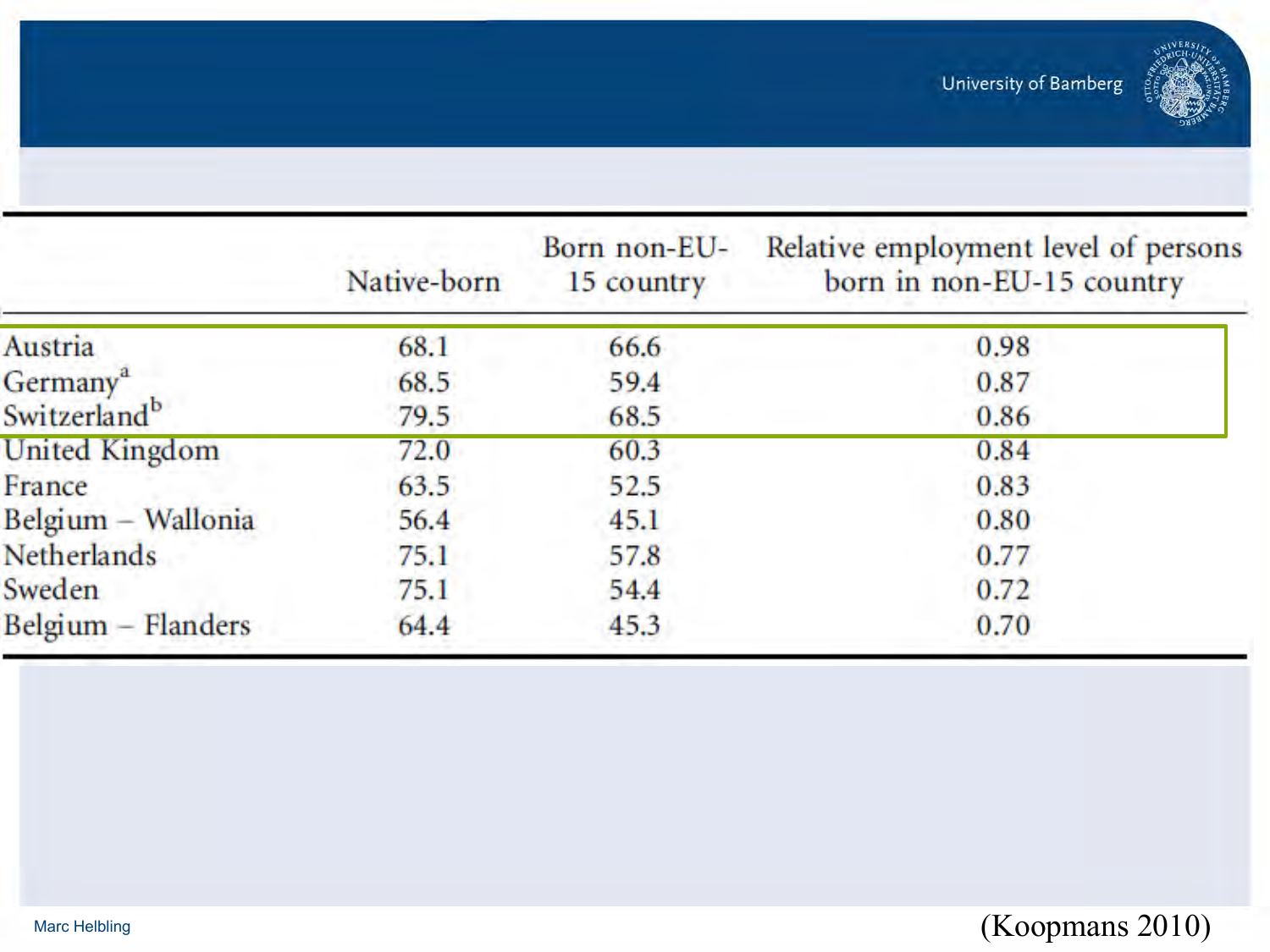| | Native-born | Born non-EU-15 country | Relative employment level of persons born in non-EU-15 country |
|---|---|---|---|
| Austria | 68.1 | 66.6 | 0.98 |
| Germany[a] | 68.5 | 59.4 | 0.87 |
| Switzerland[b] | 79.5 | 68.5 | 0.86 |
| United Kingdom | 72.0 | 60.3 | 0.84 |
| France | 63.5 | 52.5 | 0.83 |
| Belgium – Wallonia | 56.4 | 45.1 | 0.80 |
| Netherlands | 75.1 | 57.8 | 0.77 |
| Sweden | 75.1 | 54.4 | 0.72 |
| Belgium – Flanders | 64.4 | 45.3 | 0.70 |

(Koopmans 2010)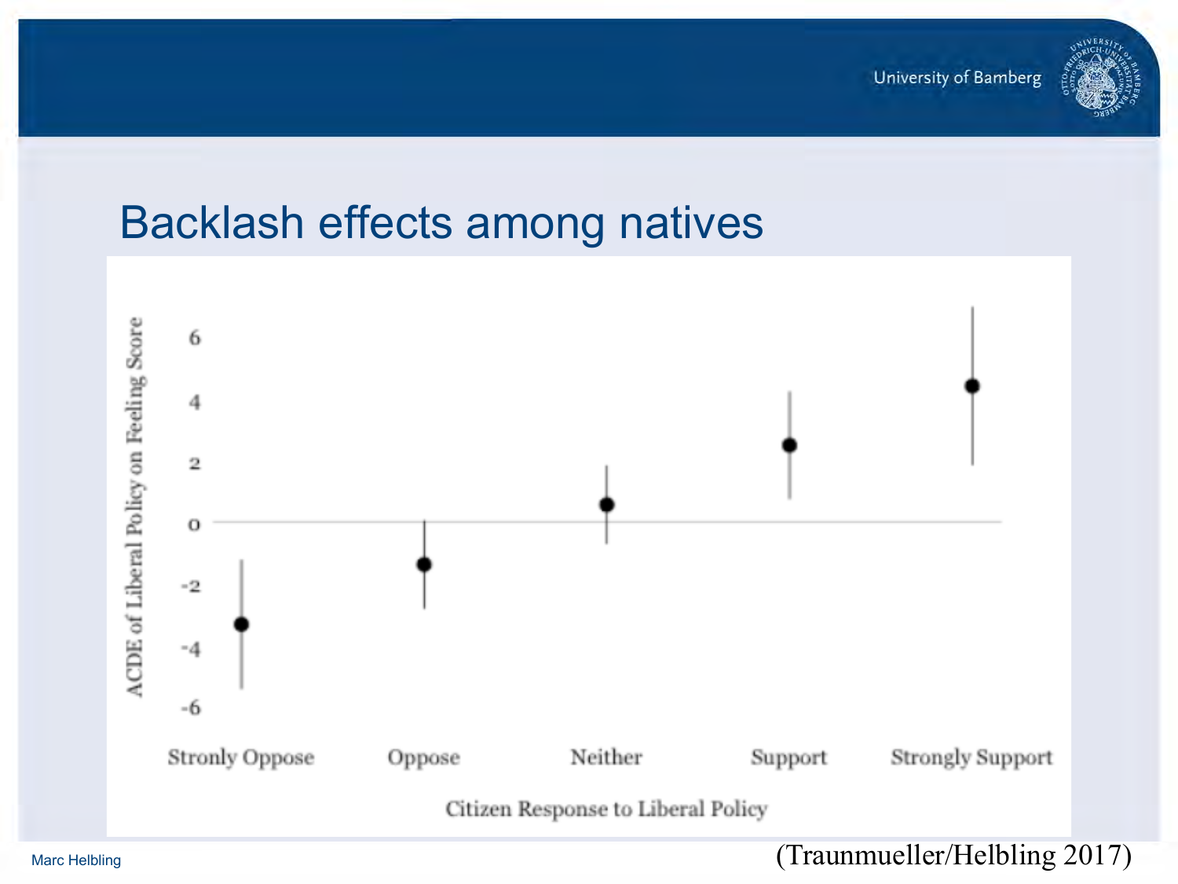# Backlash effects among natives

ACDE of Liberal Policy on Feeling Score

6
4
2
0
-2
-4
-6

Stronly Oppose | Oppose | Neither | Support | Strongly Support

Citizen Response to Liberal Policy

(Traunmueller/Helbling 2017)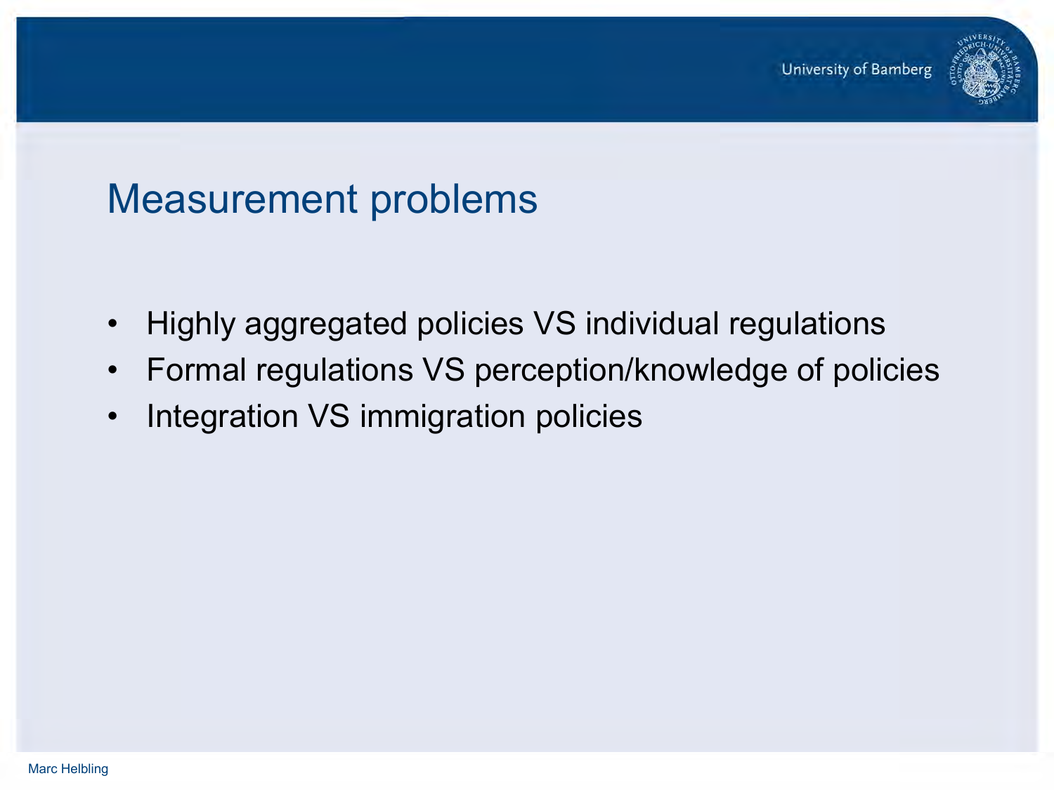# Measurement problems

- Highly aggregated policies VS individual regulations
- Formal regulations VS perception/knowledge of policies
- Integration VS immigration policies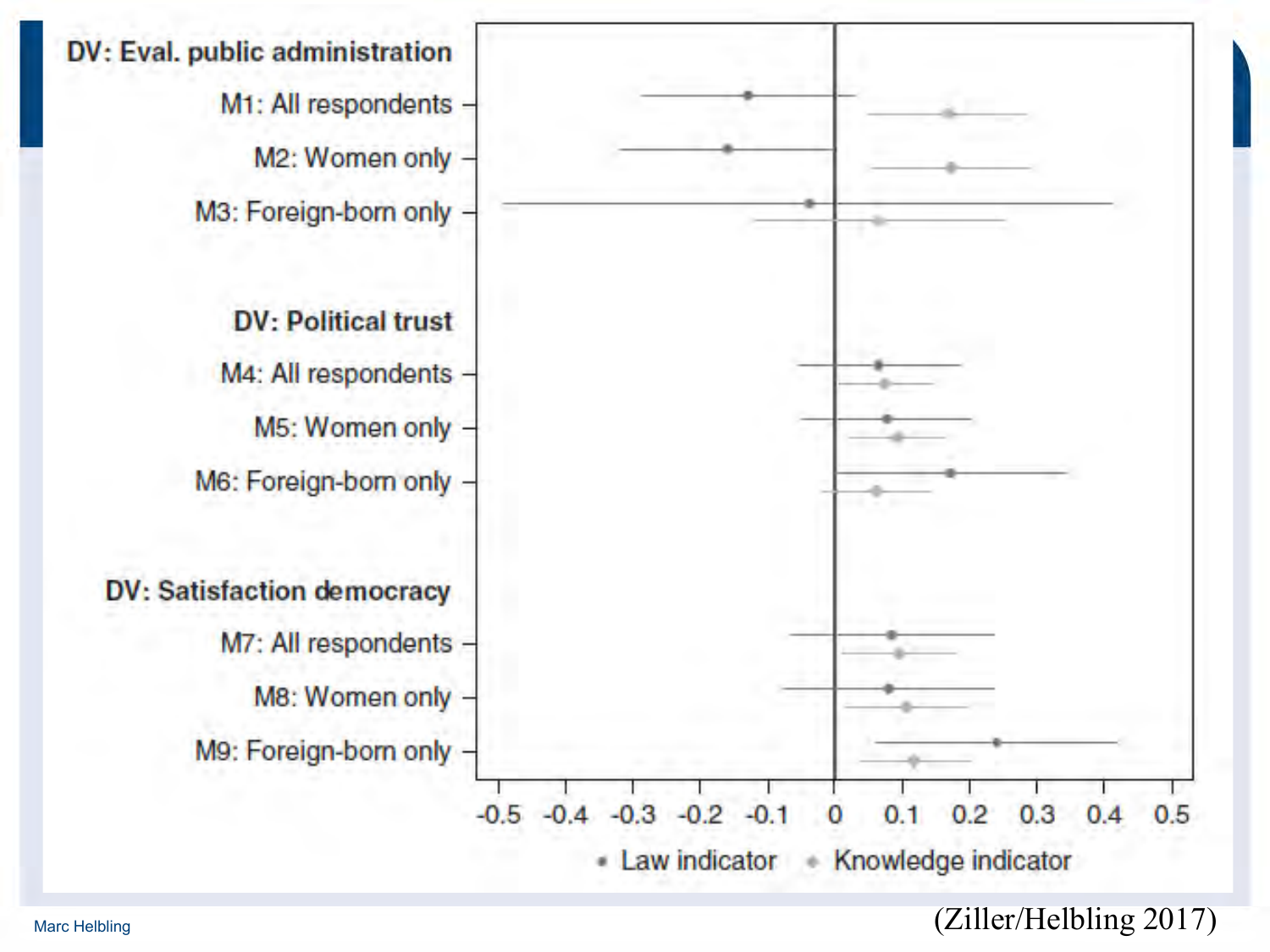DV: Eval. public administration

M1: All respondents

M2: Women only

M3: Foreign-born only

DV: Political trust

M4: All respondents

M5: Women only

M6: Foreign-born only

DV: Satisfaction democracy

M7: All respondents

M8: Women only

M9: Foreign-born only

-0.5 -0.4 -0.3 -0.2 -0.1 0 0.1 0.2 0.3 0.4 0.5

• Law indicator • Knowledge indicator

(Ziller/Helbling 2017)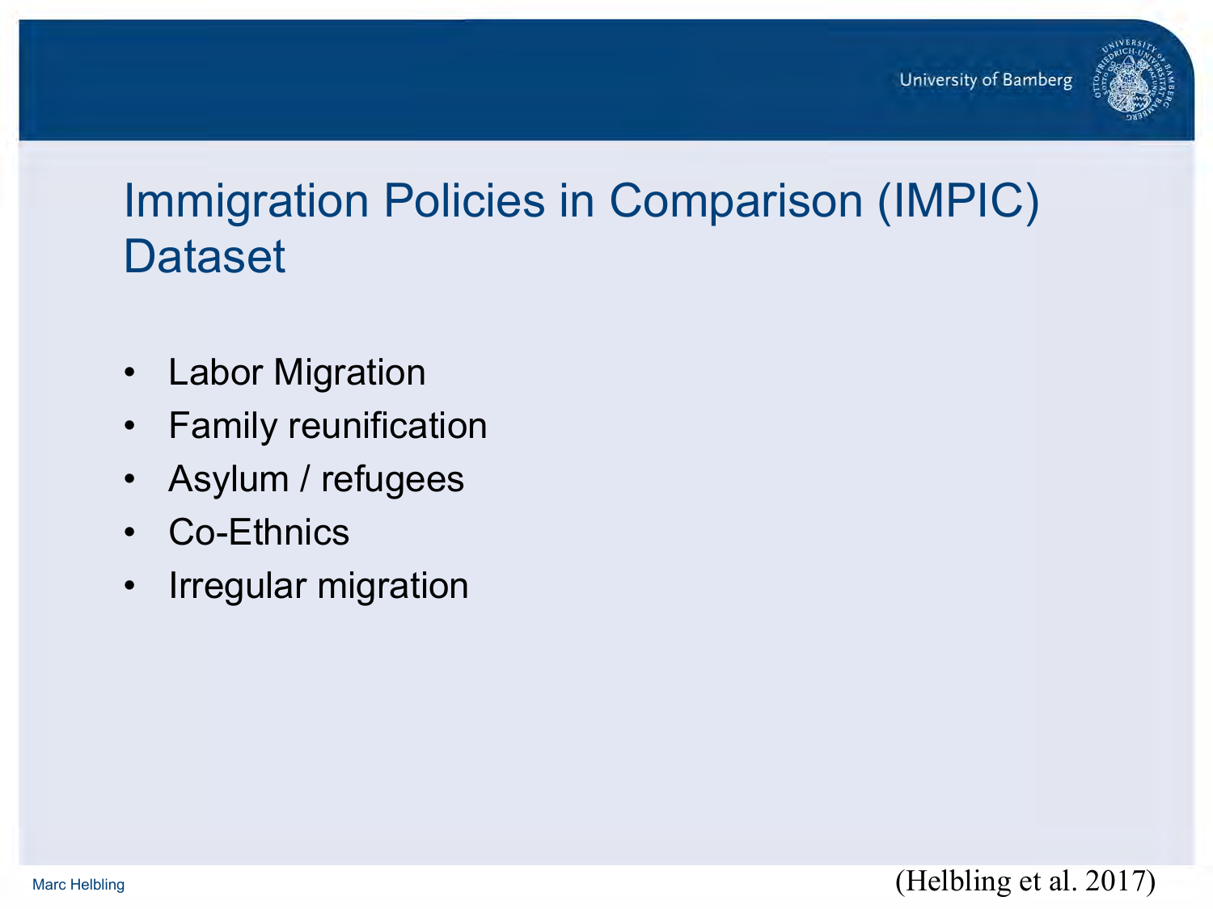# Immigration Policies in Comparison (IMPIC) Dataset

- Labor Migration
- Family reunification
- Asylum / refugees
- Co-Ethnics
- Irregular migration

(Helbling et al. 2017)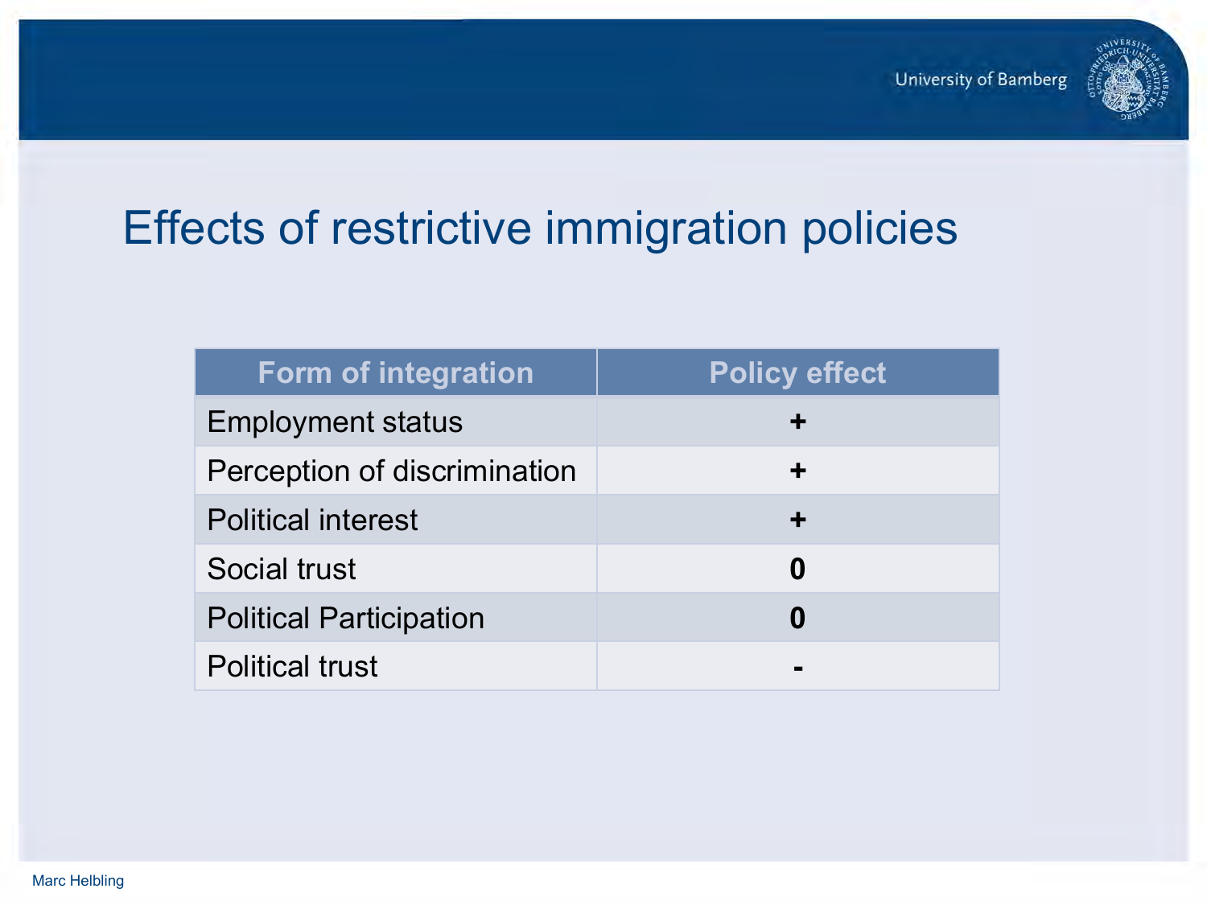# Effects of restrictive immigration policies

| Form of integration | Policy effect |
|---|---|
| Employment status | + |
| Perception of discrimination | + |
| Political interest | + |
| Social trust | 0 |
| Political Participation | 0 |
| Political trust | - |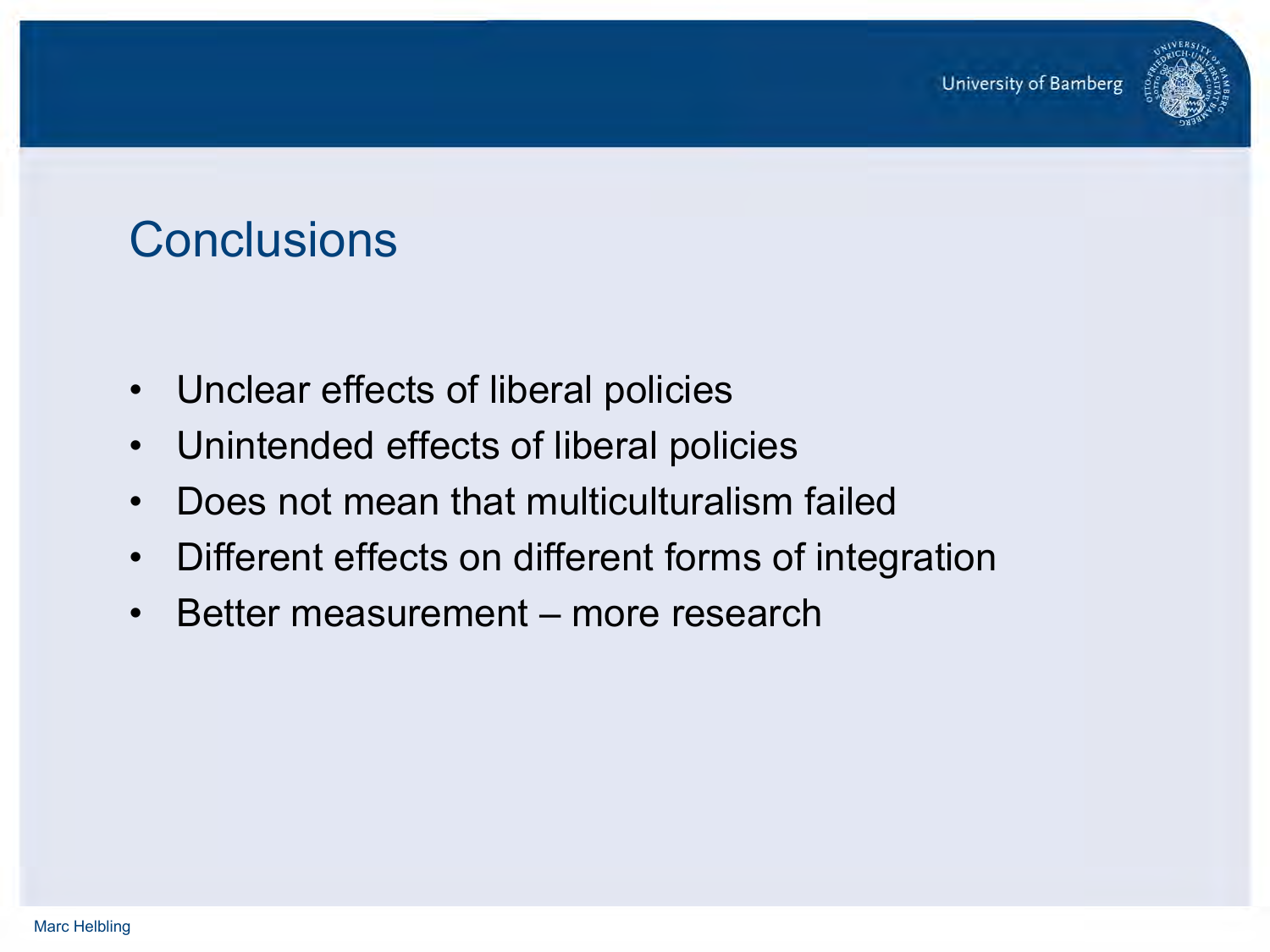# Conclusions

- Unclear effects of liberal policies
- Unintended effects of liberal policies
- Does not mean that multiculturalism failed
- Different effects on different forms of integration
- Better measurement – more research